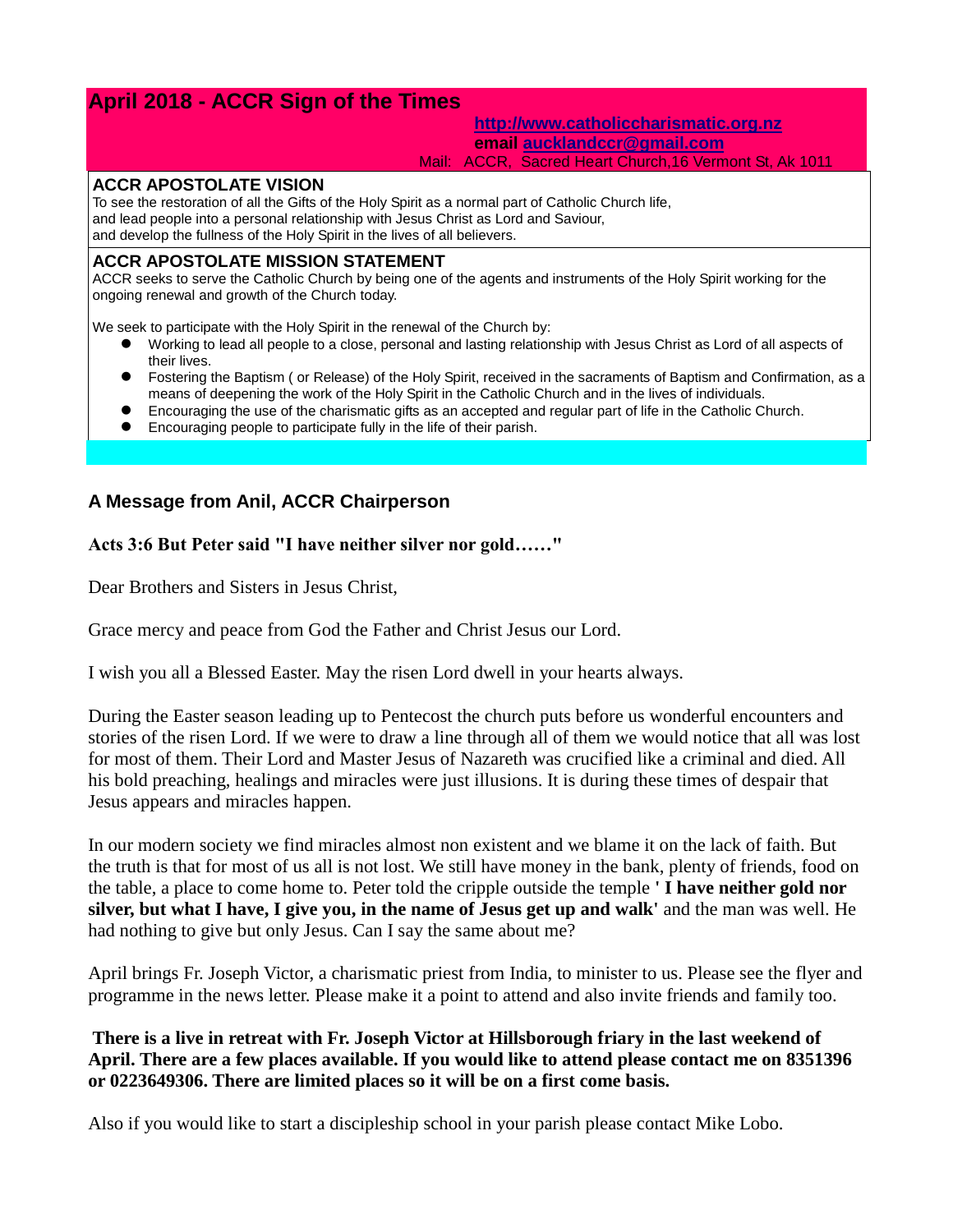# April 2018 - ACCR Sign of the Times

**http://www.catholiccharismatic.org.nz**
**email aucklandccr@gmail.com**
Mail: ACCR, Sacred Heart Church,16 Vermont St, Ak 1011

## ACCR APOSTOLATE VISION

To see the restoration of all the Gifts of the Holy Spirit as a normal part of Catholic Church life, and lead people into a personal relationship with Jesus Christ as Lord and Saviour, and develop the fullness of the Holy Spirit in the lives of all believers.

## ACCR APOSTOLATE MISSION STATEMENT

ACCR seeks to serve the Catholic Church by being one of the agents and instruments of the Holy Spirit working for the ongoing renewal and growth of the Church today.

We seek to participate with the Holy Spirit in the renewal of the Church by:

- Working to lead all people to a close, personal and lasting relationship with Jesus Christ as Lord of all aspects of their lives.
- Fostering the Baptism ( or Release) of the Holy Spirit, received in the sacraments of Baptism and Confirmation, as a means of deepening the work of the Holy Spirit in the Catholic Church and in the lives of individuals.
- Encouraging the use of the charismatic gifts as an accepted and regular part of life in the Catholic Church.
- Encouraging people to participate fully in the life of their parish.

### A Message from Anil, ACCR Chairperson

**Acts 3:6 But Peter said "I have neither silver nor gold……"**

Dear Brothers and Sisters in Jesus Christ,

Grace mercy and peace from God the Father and Christ Jesus our Lord.

I wish you all a Blessed Easter. May the risen Lord dwell in your hearts always.

During the Easter season leading up to Pentecost the church puts before us wonderful encounters and stories of the risen Lord. If we were to draw a line through all of them we would notice that all was lost for most of them. Their Lord and Master Jesus of Nazareth was crucified like a criminal and died. All his bold preaching, healings and miracles were just illusions. It is during these times of despair that Jesus appears and miracles happen.

In our modern society we find miracles almost non existent and we blame it on the lack of faith. But the truth is that for most of us all is not lost. We still have money in the bank, plenty of friends, food on the table, a place to come home to. Peter told the cripple outside the temple **' I have neither gold nor silver, but what I have, I give you, in the name of Jesus get up and walk'** and the man was well. He had nothing to give but only Jesus. Can I say the same about me?

April brings Fr. Joseph Victor, a charismatic priest from India, to minister to us. Please see the flyer and programme in the news letter. Please make it a point to attend and also invite friends and family too.

**There is a live in retreat with Fr. Joseph Victor at Hillsborough friary in the last weekend of April. There are a few places available. If you would like to attend please contact me on 8351396 or 0223649306. There are limited places so it will be on a first come basis.**

Also if you would like to start a discipleship school in your parish please contact Mike Lobo.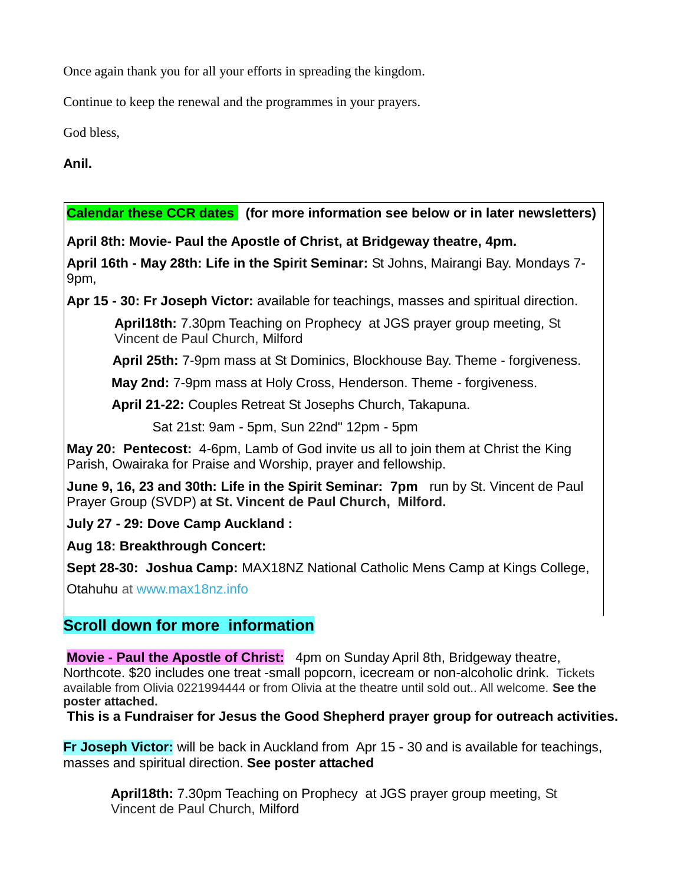Once again thank you for all your efforts in spreading the kingdom.

Continue to keep the renewal and the programmes in your prayers.

God bless,

**Anil.**

**Calendar these CCR dates (for more information see below or in later newsletters)**

**April 8th: Movie- Paul the Apostle of Christ, at Bridgeway theatre, 4pm.**

**April 16th - May 28th: Life in the Spirit Seminar:** St Johns, Mairangi Bay. Mondays 7-9pm,

**Apr 15 - 30: Fr Joseph Victor:** available for teachings, masses and spiritual direction.

> **April18th:** 7.30pm Teaching on Prophecy at JGS prayer group meeting, St Vincent de Paul Church, Milford
>
> **April 25th:** 7-9pm mass at St Dominics, Blockhouse Bay. Theme - forgiveness.
>
> **May 2nd:** 7-9pm mass at Holy Cross, Henderson. Theme - forgiveness.
>
> **April 21-22:** Couples Retreat St Josephs Church, Takapuna.
>
> Sat 21st: 9am - 5pm, Sun 22nd" 12pm - 5pm

**May 20: Pentecost:** 4-6pm, Lamb of God invite us all to join them at Christ the King Parish, Owairaka for Praise and Worship, prayer and fellowship.

**June 9, 16, 23 and 30th: Life in the Spirit Seminar: 7pm** run by St. Vincent de Paul Prayer Group (SVDP) **at St. Vincent de Paul Church, Milford.**

**July 27 - 29: Dove Camp Auckland :**

**Aug 18: Breakthrough Concert:**

**Sept 28-30: Joshua Camp:** MAX18NZ National Catholic Mens Camp at Kings College, Otahuhu at www.max18nz.info

## Scroll down for more information

**Movie - Paul the Apostle of Christ:** 4pm on Sunday April 8th, Bridgeway theatre, Northcote. $20 includes one treat -small popcorn, icecream or non-alcoholic drink. Tickets available from Olivia 0221994444 or from Olivia at the theatre until sold out.. All welcome. **See the poster attached.**

**This is a Fundraiser for Jesus the Good Shepherd prayer group for outreach activities.**

**Fr Joseph Victor:** will be back in Auckland from Apr 15 - 30 and is available for teachings, masses and spiritual direction. **See poster attached**

> **April18th:** 7.30pm Teaching on Prophecy at JGS prayer group meeting, St Vincent de Paul Church, Milford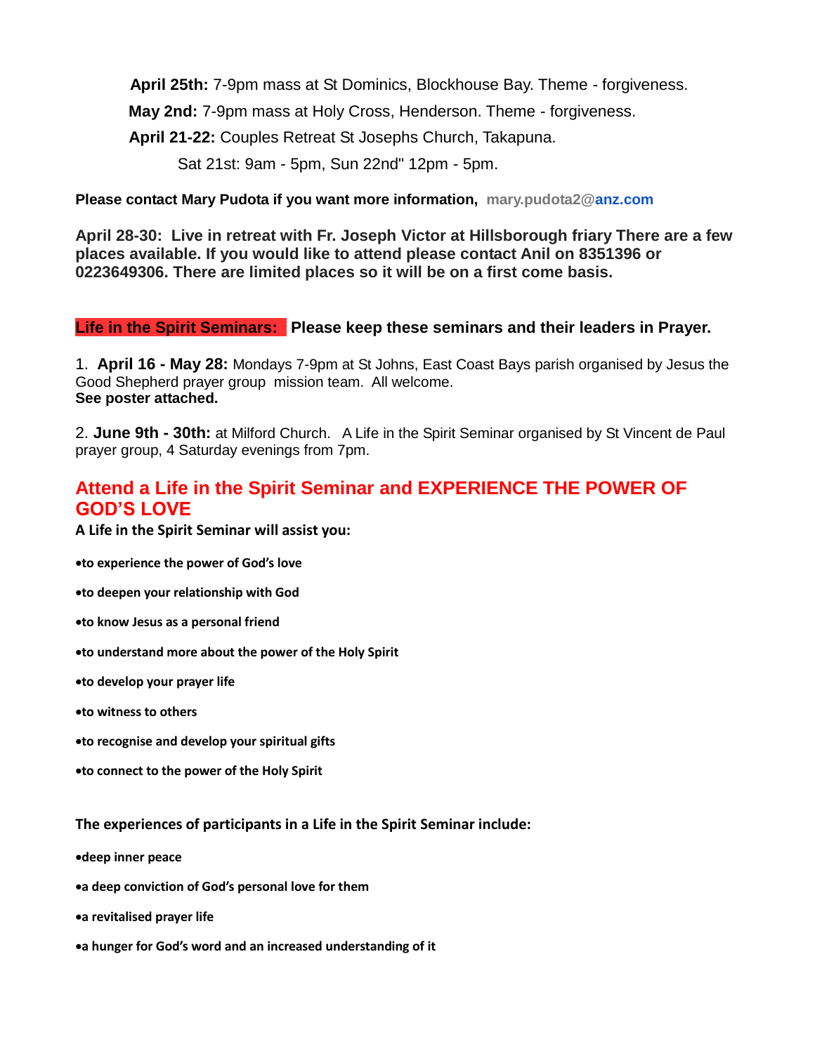**April 25th:** 7-9pm mass at St Dominics, Blockhouse Bay. Theme - forgiveness.

**May 2nd:** 7-9pm mass at Holy Cross, Henderson. Theme - forgiveness.

**April 21-22:** Couples Retreat St Josephs Church, Takapuna.

Sat 21st: 9am - 5pm, Sun 22nd" 12pm - 5pm.

**Please contact Mary Pudota if you want more information, mary.pudota2@anz.com**

**April 28-30: Live in retreat with Fr. Joseph Victor at Hillsborough friary There are a few places available. If you would like to attend please contact Anil on 8351396 or 0223649306. There are limited places so it will be on a first come basis.**

**Life in the Spirit Seminars: Please keep these seminars and their leaders in Prayer.**

1. **April 16 - May 28:** Mondays 7-9pm at St Johns, East Coast Bays parish organised by Jesus the Good Shepherd prayer group mission team. All welcome.
**See poster attached.**

2. **June 9th - 30th:** at Milford Church. A Life in the Spirit Seminar organised by St Vincent de Paul prayer group, 4 Saturday evenings from 7pm.

## Attend a Life in the Spirit Seminar and EXPERIENCE THE POWER OF GOD'S LOVE

**A Life in the Spirit Seminar will assist you:**

- **to experience the power of God's love**
- **to deepen your relationship with God**
- **to know Jesus as a personal friend**
- **to understand more about the power of the Holy Spirit**
- **to develop your prayer life**
- **to witness to others**
- **to recognise and develop your spiritual gifts**
- **to connect to the power of the Holy Spirit**

**The experiences of participants in a Life in the Spirit Seminar include:**

- **deep inner peace**
- **a deep conviction of God's personal love for them**
- **a revitalised prayer life**
- **a hunger for God's word and an increased understanding of it**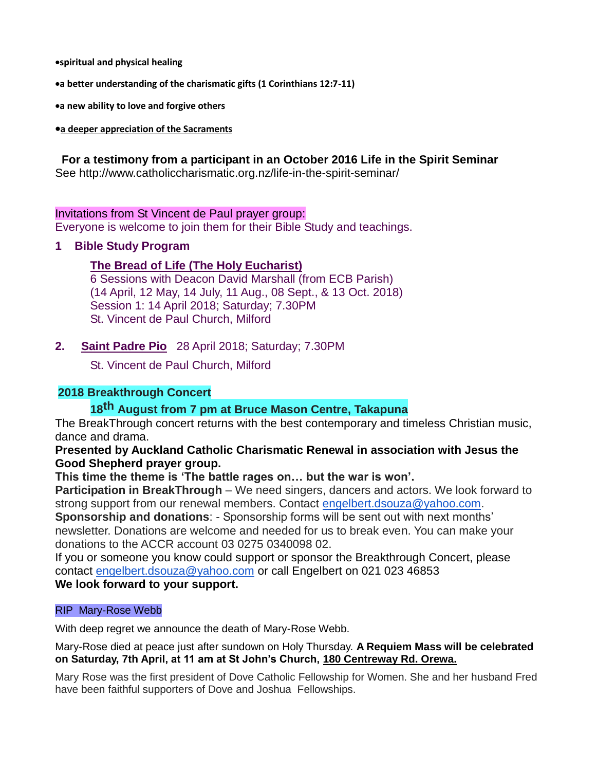- spiritual and physical healing
- a better understanding of the charismatic gifts (1 Corinthians 12:7-11)
- a new ability to love and forgive others
- a deeper appreciation of the Sacraments

**For a testimony from a participant in an October 2016 Life in the Spirit Seminar**
See http://www.catholiccharismatic.org.nz/life-in-the-spirit-seminar/

Invitations from St Vincent de Paul prayer group:
Everyone is welcome to join them for their Bible Study and teachings.

**1 Bible Study Program**

**The Bread of Life (The Holy Eucharist)**
6 Sessions with Deacon David Marshall (from ECB Parish)
(14 April, 12 May, 14 July, 11 Aug., 08 Sept., & 13 Oct. 2018)
Session 1: 14 April 2018; Saturday; 7.30PM
St. Vincent de Paul Church, Milford

**2. Saint Padre Pio** 28 April 2018; Saturday; 7.30PM

St. Vincent de Paul Church, Milford

## 2018 Breakthrough Concert

**18th August from 7 pm at Bruce Mason Centre, Takapuna**

The BreakThrough concert returns with the best contemporary and timeless Christian music, dance and drama.

**Presented by Auckland Catholic Charismatic Renewal in association with Jesus the Good Shepherd prayer group.**

**This time the theme is 'The battle rages on… but the war is won'.**

**Participation in BreakThrough** – We need singers, dancers and actors. We look forward to strong support from our renewal members. Contact engelbert.dsouza@yahoo.com.

**Sponsorship and donations**: - Sponsorship forms will be sent out with next months' newsletter. Donations are welcome and needed for us to break even. You can make your donations to the ACCR account 03 0275 0340098 02.

If you or someone you know could support or sponsor the Breakthrough Concert, please contact engelbert.dsouza@yahoo.com or call Engelbert on 021 023 46853

**We look forward to your support.**

RIP Mary-Rose Webb

With deep regret we announce the death of Mary-Rose Webb.

Mary-Rose died at peace just after sundown on Holy Thursday. **A Requiem Mass will be celebrated on Saturday, 7th April, at 11 am at St John's Church, 180 Centreway Rd. Orewa.**

Mary Rose was the first president of Dove Catholic Fellowship for Women. She and her husband Fred have been faithful supporters of Dove and Joshua Fellowships.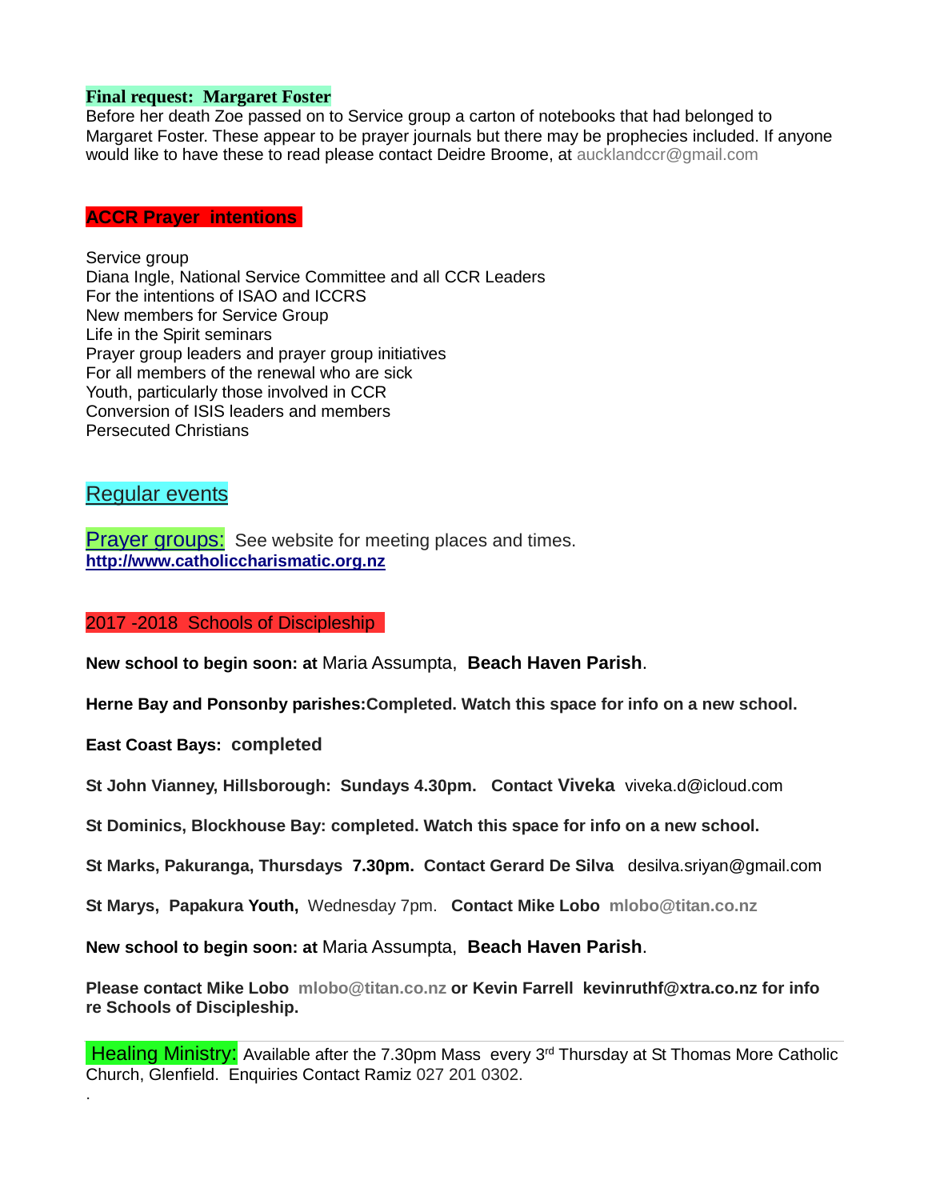**Final request: Margaret Foster**

Before her death Zoe passed on to Service group a carton of notebooks that had belonged to Margaret Foster. These appear to be prayer journals but there may be prophecies included. If anyone would like to have these to read please contact Deidre Broome, at aucklandccr@gmail.com

## ACCR Prayer intentions

Service group
Diana Ingle, National Service Committee and all CCR Leaders
For the intentions of ISAO and ICCRS
New members for Service Group
Life in the Spirit seminars
Prayer group leaders and prayer group initiatives
For all members of the renewal who are sick
Youth, particularly those involved in CCR
Conversion of ISIS leaders and members
Persecuted Christians

## Regular events

**Prayer groups:** See website for meeting places and times.
**http://www.catholiccharismatic.org.nz**

## 2017 -2018 Schools of Discipleship

**New school to begin soon: at** Maria Assumpta, **Beach Haven Parish**.

**Herne Bay and Ponsonby parishes:Completed. Watch this space for info on a new school.**

**East Coast Bays: completed**

**St John Vianney, Hillsborough: Sundays 4.30pm. Contact Viveka** viveka.d@icloud.com

**St Dominics, Blockhouse Bay: completed. Watch this space for info on a new school.**

**St Marks, Pakuranga, Thursdays 7.30pm. Contact Gerard De Silva** desilva.sriyan@gmail.com

**St Marys, Papakura Youth,** Wednesday 7pm. **Contact Mike Lobo mlobo@titan.co.nz**

**New school to begin soon: at** Maria Assumpta, **Beach Haven Parish**.

**Please contact Mike Lobo mlobo@titan.co.nz or Kevin Farrell kevinruthf@xtra.co.nz for info re Schools of Discipleship.**

---

**Healing Ministry:** Available after the 7.30pm Mass every 3rd Thursday at St Thomas More Catholic Church, Glenfield. Enquiries Contact Ramiz 027 201 0302.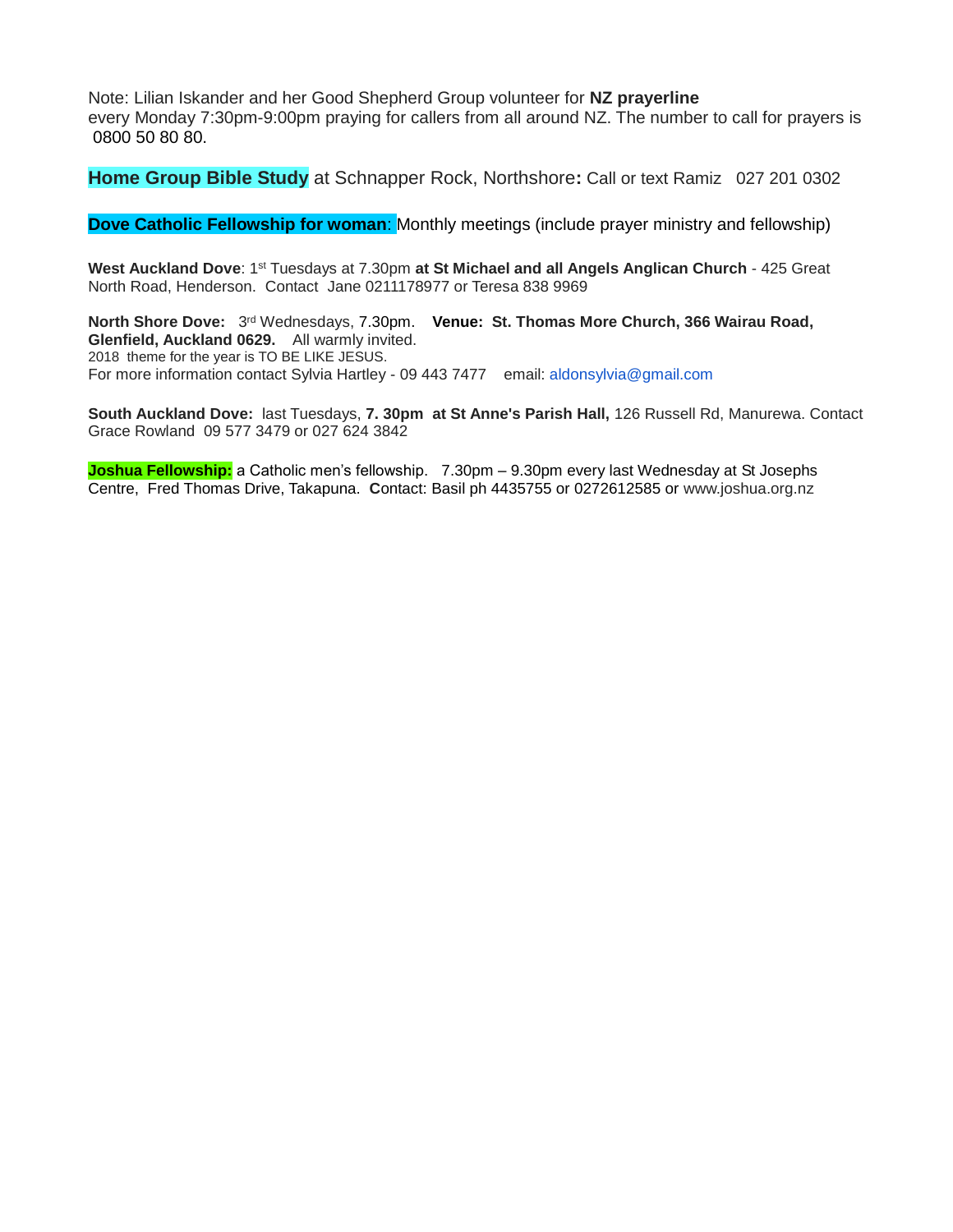Note: Lilian Iskander and her Good Shepherd Group volunteer for **NZ prayerline** every Monday 7:30pm-9:00pm praying for callers from all around NZ. The number to call for prayers is 0800 50 80 80.

**Home Group Bible Study** at Schnapper Rock, Northshore**:** Call or text Ramiz 027 201 0302

**Dove Catholic Fellowship for woman**: Monthly meetings (include prayer ministry and fellowship)

**West Auckland Dove**: 1st Tuesdays at 7.30pm **at St Michael and all Angels Anglican Church** - 425 Great North Road, Henderson. Contact Jane 0211178977 or Teresa 838 9969

**North Shore Dove:** 3rd Wednesdays, 7.30pm. **Venue: St. Thomas More Church, 366 Wairau Road, Glenfield, Auckland 0629.** All warmly invited.
2018 theme for the year is TO BE LIKE JESUS.
For more information contact Sylvia Hartley - 09 443 7477 email: aldonsylvia@gmail.com

**South Auckland Dove:** last Tuesdays, **7. 30pm at St Anne's Parish Hall,** 126 Russell Rd, Manurewa. Contact Grace Rowland 09 577 3479 or 027 624 3842

**Joshua Fellowship:** a Catholic men's fellowship. 7.30pm – 9.30pm every last Wednesday at St Josephs Centre, Fred Thomas Drive, Takapuna. **C**ontact: Basil ph 4435755 or 0272612585 or www.joshua.org.nz